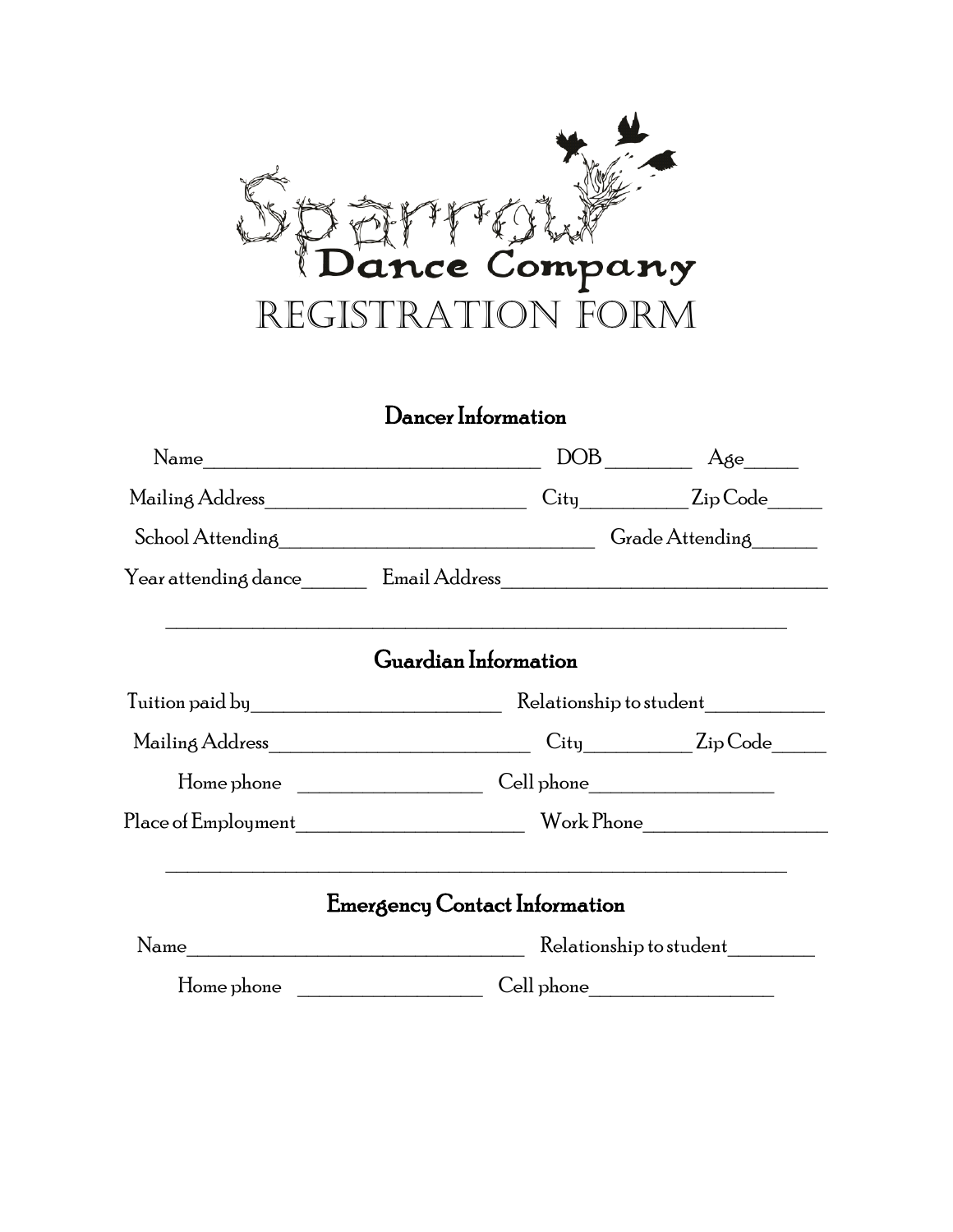# Sparrow Dance Company

# REGISTRATION FORM

## Dancer Information

Name_________________________________ DOB ________ Age_____

Mailing Address__________________________ City__________ Zip Code_____

School Attending_____________________________ Grade Attending______

Year attending dance______ Email Address______________________________

---

## Guardian Information

Tuition paid by_________________________ Relationship to student___________

Mailing Address__________________________ City__________ Zip Code_____

Home phone __________________ Cell phone__________________

Place of Employment______________________ Work Phone_________________

---

## Emergency Contact Information

Name__________________________________ Relationship to student________

Home phone __________________ Cell phone__________________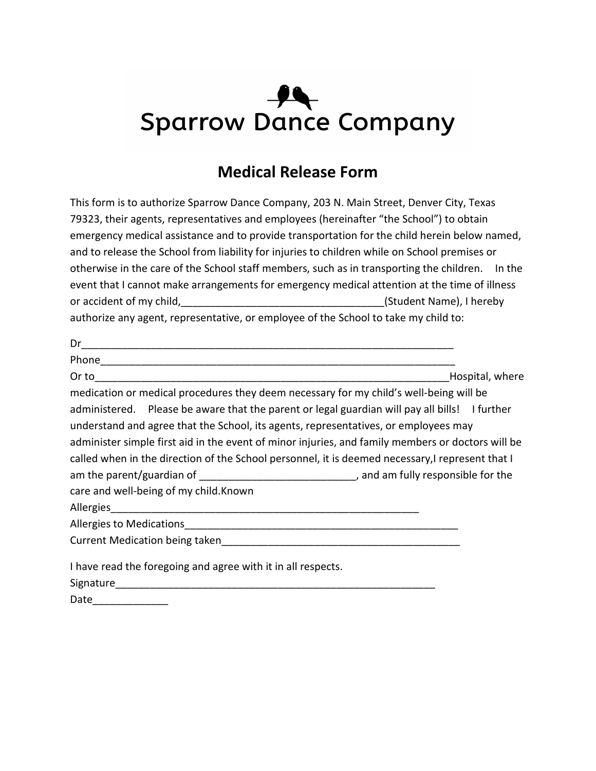# Sparrow Dance Company

## Medical Release Form

This form is to authorize Sparrow Dance Company, 203 N. Main Street, Denver City, Texas 79323, their agents, representatives and employees (hereinafter "the School") to obtain emergency medical assistance and to provide transportation for the child herein below named, and to release the School from liability for injuries to children while on School premises or otherwise in the care of the School staff members, such as in transporting the children. In the event that I cannot make arrangements for emergency medical attention at the time of illness or accident of my child,__________________________________(Student Name), I hereby authorize any agent, representative, or employee of the School to take my child to:

Dr_________________________________________________________________

Phone_______________________________________________________________

Or to_______________________________________________________________Hospital, where medication or medical procedures they deem necessary for my child's well-being will be administered. Please be aware that the parent or legal guardian will pay all bills! I further understand and agree that the School, its agents, representatives, or employees may administer simple first aid in the event of minor injuries, and family members or doctors will be called when in the direction of the School personnel, it is deemed necessary,I represent that I am the parent/guardian of ___________________________, and am fully responsible for the care and well-being of my child.Known

Allergies_______________________________________________________

Allergies to Medications_________________________________________________

Current Medication being taken__________________________________________

I have read the foregoing and agree with it in all respects.

Signature__________________________________________________________

Date_____________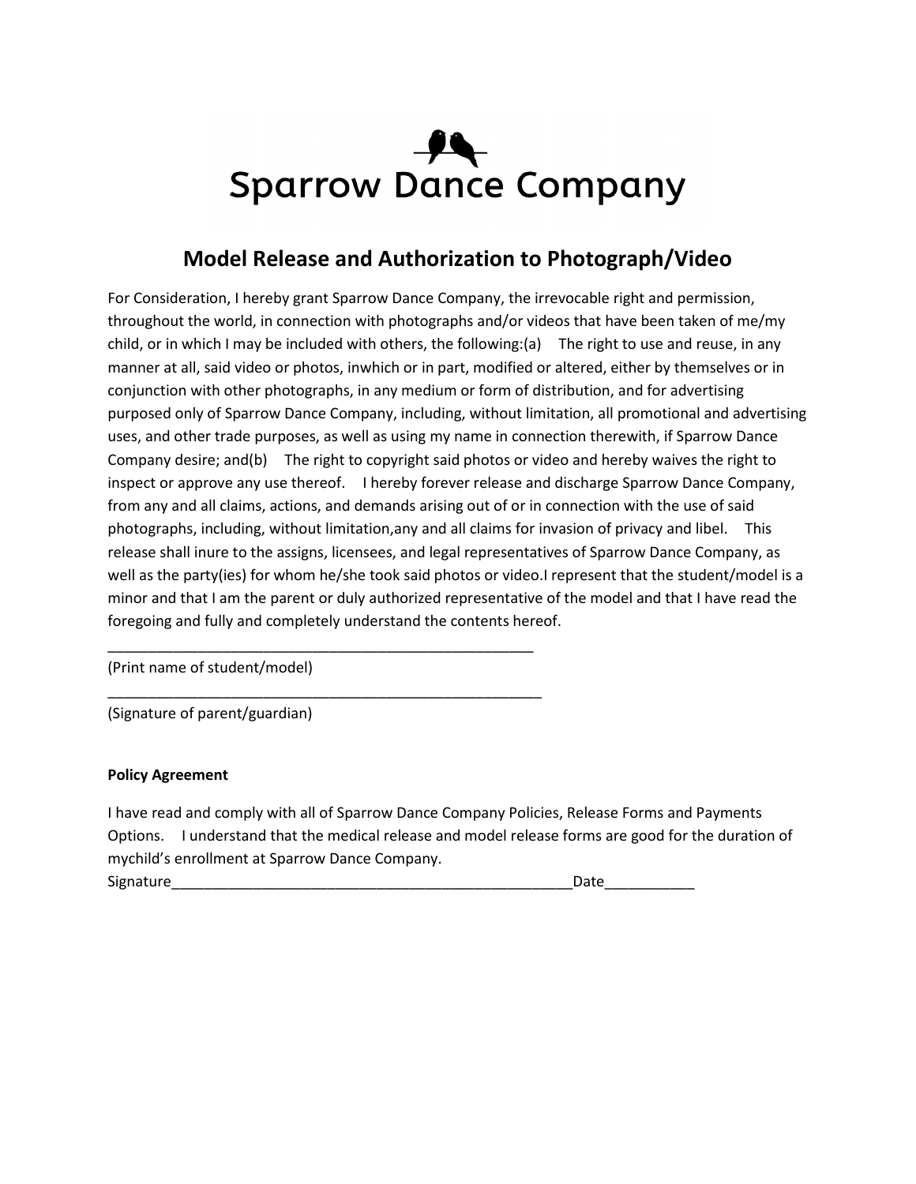Sparrow Dance Company

## Model Release and Authorization to Photograph/Video

For Consideration, I hereby grant Sparrow Dance Company, the irrevocable right and permission, throughout the world, in connection with photographs and/or videos that have been taken of me/my child, or in which I may be included with others, the following:(a) The right to use and reuse, in any manner at all, said video or photos, inwhich or in part, modified or altered, either by themselves or in conjunction with other photographs, in any medium or form of distribution, and for advertising purposed only of Sparrow Dance Company, including, without limitation, all promotional and advertising uses, and other trade purposes, as well as using my name in connection therewith, if Sparrow Dance Company desire; and(b) The right to copyright said photos or video and hereby waives the right to inspect or approve any use thereof. I hereby forever release and discharge Sparrow Dance Company, from any and all claims, actions, and demands arising out of or in connection with the use of said photographs, including, without limitation,any and all claims for invasion of privacy and libel. This release shall inure to the assigns, licensees, and legal representatives of Sparrow Dance Company, as well as the party(ies) for whom he/she took said photos or video.I represent that the student/model is a minor and that I am the parent or duly authorized representative of the model and that I have read the foregoing and fully and completely understand the contents hereof.

______________________________________________________
(Print name of student/model)

_______________________________________________________
(Signature of parent/guardian)

**Policy Agreement**

I have read and comply with all of Sparrow Dance Company Policies, Release Forms and Payments Options. I understand that the medical release and model release forms are good for the duration of mychild's enrollment at Sparrow Dance Company.

Signature___________________________________________________Date___________